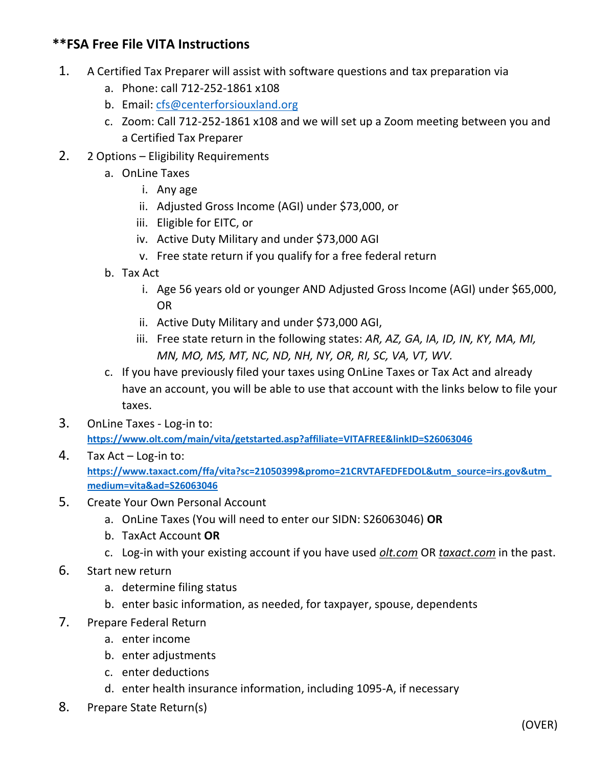## **FSA Free File VITA Instructions

1. A Certified Tax Preparer will assist with software questions and tax preparation via
   a. Phone: call 712-252-1861 x108
   b. Email: cfs@centerforsiouxland.org
   c. Zoom: Call 712-252-1861 x108 and we will set up a Zoom meeting between you and a Certified Tax Preparer
2. 2 Options – Eligibility Requirements
   a. OnLine Taxes
      i. Any age
      ii. Adjusted Gross Income (AGI) under $73,000, or
      iii. Eligible for EITC, or
      iv. Active Duty Military and under $73,000 AGI
      v. Free state return if you qualify for a free federal return
   b. Tax Act
      i. Age 56 years old or younger AND Adjusted Gross Income (AGI) under $65,000, OR
      ii. Active Duty Military and under $73,000 AGI,
      iii. Free state return in the following states: *AR, AZ, GA, IA, ID, IN, KY, MA, MI, MN, MO, MS, MT, NC, ND, NH, NY, OR, RI, SC, VA, VT, WV.*
   c. If you have previously filed your taxes using OnLine Taxes or Tax Act and already have an account, you will be able to use that account with the links below to file your taxes.
3. OnLine Taxes - Log-in to:
   **https://www.olt.com/main/vita/getstarted.asp?affiliate=VITAFREE&linkID=S26063046**
4. Tax Act – Log-in to:
   **https://www.taxact.com/ffa/vita?sc=21050399&promo=21CRVTAFEDFEDOL&utm_source=irs.gov&utm_medium=vita&ad=S26063046**
5. Create Your Own Personal Account
   a. OnLine Taxes (You will need to enter our SIDN: S26063046) **OR**
   b. TaxAct Account **OR**
   c. Log-in with your existing account if you have used *olt.com* OR *taxact.com* in the past.
6. Start new return
   a. determine filing status
   b. enter basic information, as needed, for taxpayer, spouse, dependents
7. Prepare Federal Return
   a. enter income
   b. enter adjustments
   c. enter deductions
   d. enter health insurance information, including 1095-A, if necessary
8. Prepare State Return(s)

(OVER)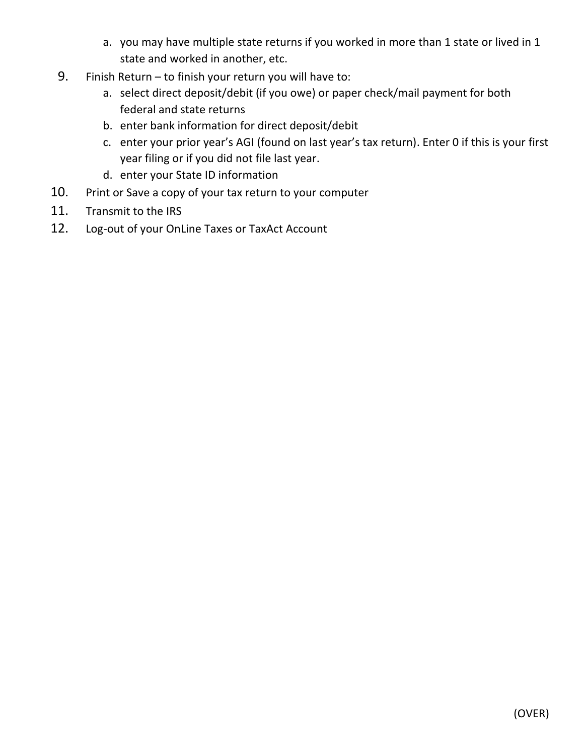a. you may have multiple state returns if you worked in more than 1 state or lived in 1 state and worked in another, etc.

9. Finish Return – to finish your return you will have to:
   a. select direct deposit/debit (if you owe) or paper check/mail payment for both federal and state returns
   b. enter bank information for direct deposit/debit
   c. enter your prior year's AGI (found on last year's tax return). Enter 0 if this is your first year filing or if you did not file last year.
   d. enter your State ID information
10. Print or Save a copy of your tax return to your computer
11. Transmit to the IRS
12. Log-out of your OnLine Taxes or TaxAct Account

(OVER)